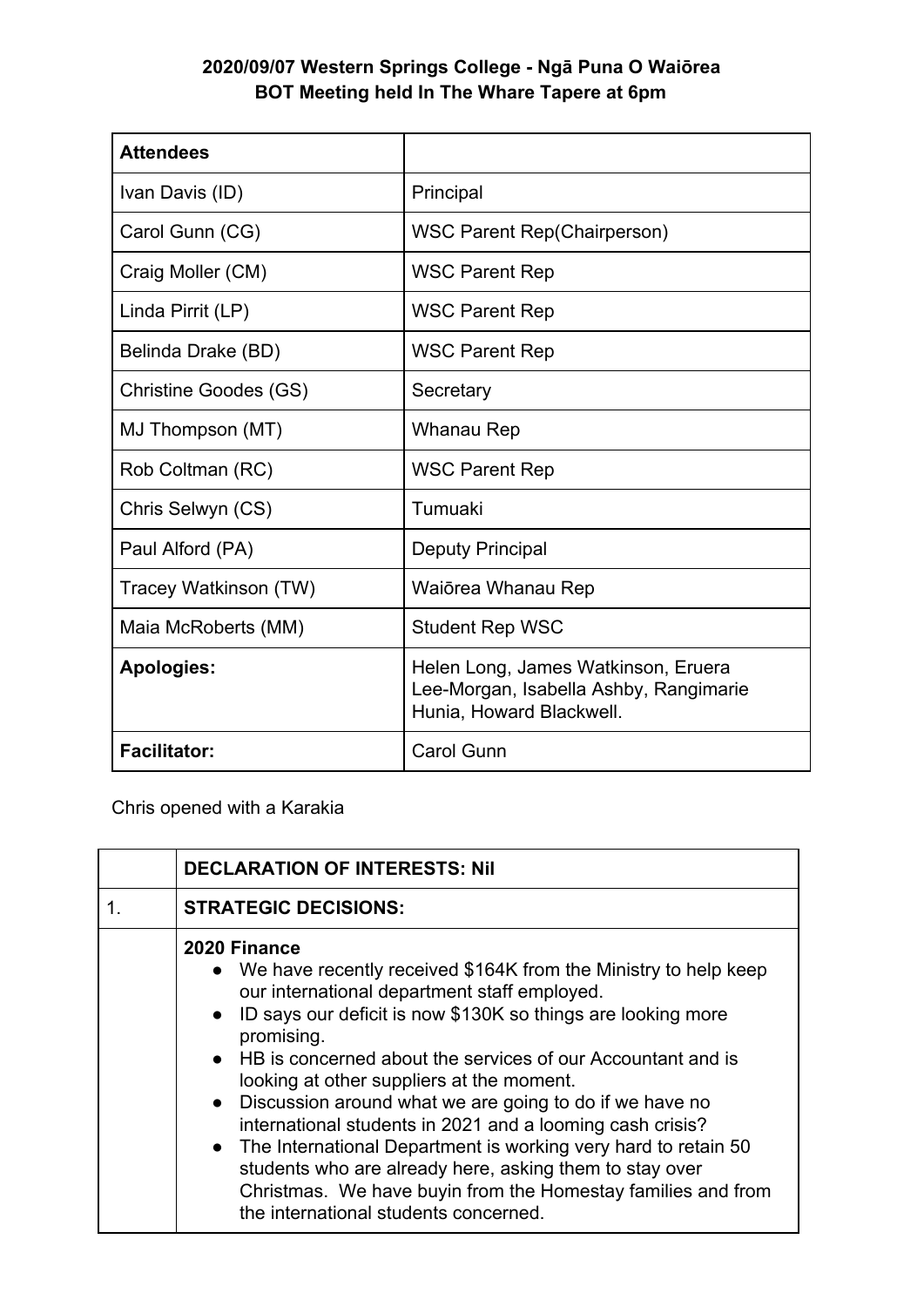**2020/09/07 Western Springs College - Ngā Puna O Waiōrea**
**BOT Meeting held In The Whare Tapere at 6pm**

| **Attendees** | |
|---|---|
| Ivan Davis (ID) | Principal |
| Carol Gunn (CG) | WSC Parent Rep(Chairperson) |
| Craig Moller (CM) | WSC Parent Rep |
| Linda Pirrit (LP) | WSC Parent Rep |
| Belinda Drake (BD) | WSC Parent Rep |
| Christine Goodes (GS) | Secretary |
| MJ Thompson (MT) | Whanau Rep |
| Rob Coltman (RC) | WSC Parent Rep |
| Chris Selwyn (CS) | Tumuaki |
| Paul Alford (PA) | Deputy Principal |
| Tracey Watkinson (TW) | Waiōrea Whanau Rep |
| Maia McRoberts (MM) | Student Rep WSC |
| **Apologies:** | Helen Long, James Watkinson, Eruera Lee-Morgan, Isabella Ashby, Rangimarie Hunia, Howard Blackwell. |
| **Facilitator:** | Carol Gunn |

Chris opened with a Karakia

| | **DECLARATION OF INTERESTS: Nil** |
|---|---|
| 1. | **STRATEGIC DECISIONS:** |
| | **2020 Finance**<br>• We have recently received $164K from the Ministry to help keep our international department staff employed.<br>• ID says our deficit is now $130K so things are looking more promising.<br>• HB is concerned about the services of our Accountant and is looking at other suppliers at the moment.<br>• Discussion around what we are going to do if we have no international students in 2021 and a looming cash crisis?<br>• The International Department is working very hard to retain 50 students who are already here, asking them to stay over Christmas. We have buyin from the Homestay families and from the international students concerned. |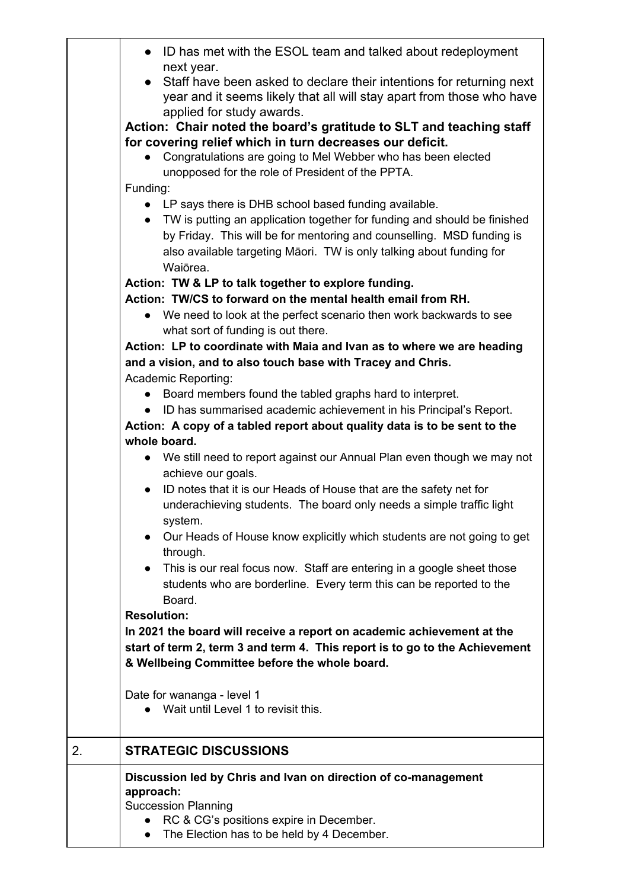| | |
|---|---|
| | • ID has met with the ESOL team and talked about redeployment next year.<br>• Staff have been asked to declare their intentions for returning next year and it seems likely that all will stay apart from those who have applied for study awards.<br>**Action: Chair noted the board's gratitude to SLT and teaching staff for covering relief which in turn decreases our deficit.**<br>• Congratulations are going to Mel Webber who has been elected unopposed for the role of President of the PPTA.<br>Funding:<br>• LP says there is DHB school based funding available.<br>• TW is putting an application together for funding and should be finished by Friday. This will be for mentoring and counselling. MSD funding is also available targeting Māori. TW is only talking about funding for Waiōrea.<br>**Action: TW & LP to talk together to explore funding.**<br>**Action: TW/CS to forward on the mental health email from RH.**<br>• We need to look at the perfect scenario then work backwards to see what sort of funding is out there.<br>**Action: LP to coordinate with Maia and Ivan as to where we are heading and a vision, and to also touch base with Tracey and Chris.**<br>Academic Reporting:<br>• Board members found the tabled graphs hard to interpret.<br>• ID has summarised academic achievement in his Principal's Report.<br>**Action: A copy of a tabled report about quality data is to be sent to the whole board.**<br>• We still need to report against our Annual Plan even though we may not achieve our goals.<br>• ID notes that it is our Heads of House that are the safety net for underachieving students. The board only needs a simple traffic light system.<br>• Our Heads of House know explicitly which students are not going to get through.<br>• This is our real focus now. Staff are entering in a google sheet those students who are borderline. Every term this can be reported to the Board.<br>**Resolution:**<br>**In 2021 the board will receive a report on academic achievement at the start of term 2, term 3 and term 4. This report is to go to the Achievement & Wellbeing Committee before the whole board.**<br><br>Date for wananga - level 1<br>• Wait until Level 1 to revisit this. |
| 2. | **STRATEGIC DISCUSSIONS** |
| | **Discussion led by Chris and Ivan on direction of co-management approach:**<br>Succession Planning<br>• RC & CG's positions expire in December.<br>• The Election has to be held by 4 December. |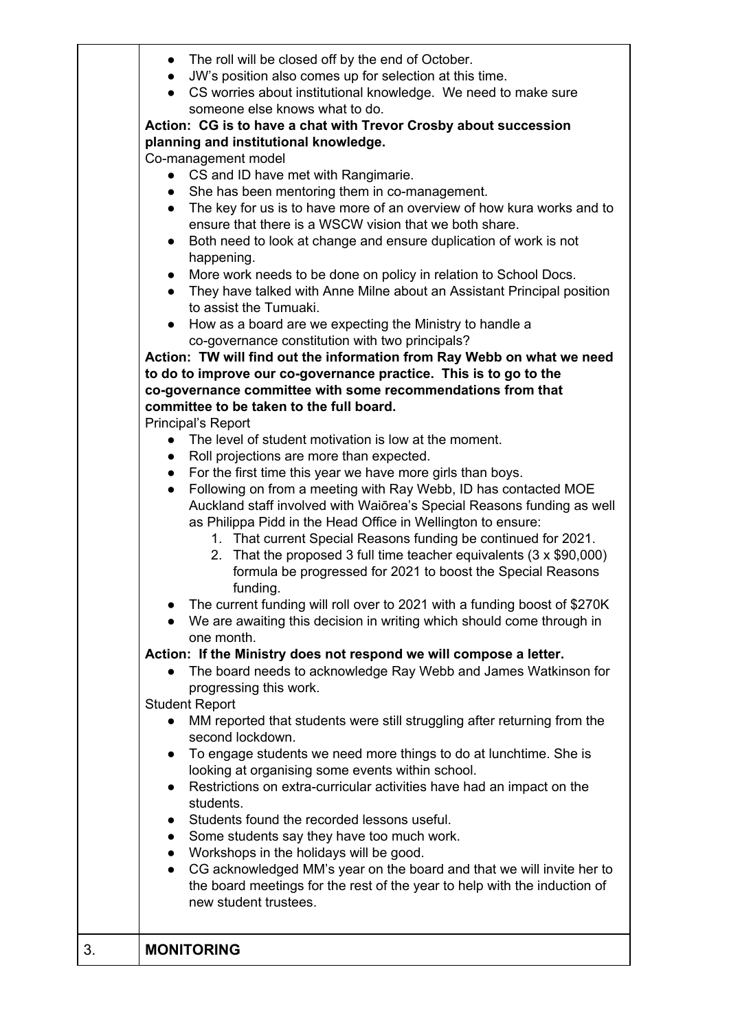- The roll will be closed off by the end of October.
- JW's position also comes up for selection at this time.
- CS worries about institutional knowledge. We need to make sure someone else knows what to do.

**Action: CG is to have a chat with Trevor Crosby about succession planning and institutional knowledge.**

Co-management model

- CS and ID have met with Rangimarie.
- She has been mentoring them in co-management.
- The key for us is to have more of an overview of how kura works and to ensure that there is a WSCW vision that we both share.
- Both need to look at change and ensure duplication of work is not happening.
- More work needs to be done on policy in relation to School Docs.
- They have talked with Anne Milne about an Assistant Principal position to assist the Tumuaki.
- How as a board are we expecting the Ministry to handle a co-governance constitution with two principals?

**Action: TW will find out the information from Ray Webb on what we need to do to improve our co-governance practice. This is to go to the co-governance committee with some recommendations from that committee to be taken to the full board.**

Principal's Report

- The level of student motivation is low at the moment.
- Roll projections are more than expected.
- For the first time this year we have more girls than boys.
- Following on from a meeting with Ray Webb, ID has contacted MOE Auckland staff involved with Waiōrea's Special Reasons funding as well as Philippa Pidd in the Head Office in Wellington to ensure:
  1. That current Special Reasons funding be continued for 2021.
  2. That the proposed 3 full time teacher equivalents (3 x $90,000) formula be progressed for 2021 to boost the Special Reasons funding.
- The current funding will roll over to 2021 with a funding boost of $270K
- We are awaiting this decision in writing which should come through in one month.

**Action: If the Ministry does not respond we will compose a letter.**

- The board needs to acknowledge Ray Webb and James Watkinson for progressing this work.

Student Report

- MM reported that students were still struggling after returning from the second lockdown.
- To engage students we need more things to do at lunchtime. She is looking at organising some events within school.
- Restrictions on extra-curricular activities have had an impact on the students.
- Students found the recorded lessons useful.
- Some students say they have too much work.
- Workshops in the holidays will be good.
- CG acknowledged MM's year on the board and that we will invite her to the board meetings for the rest of the year to help with the induction of new student trustees.

## 3. MONITORING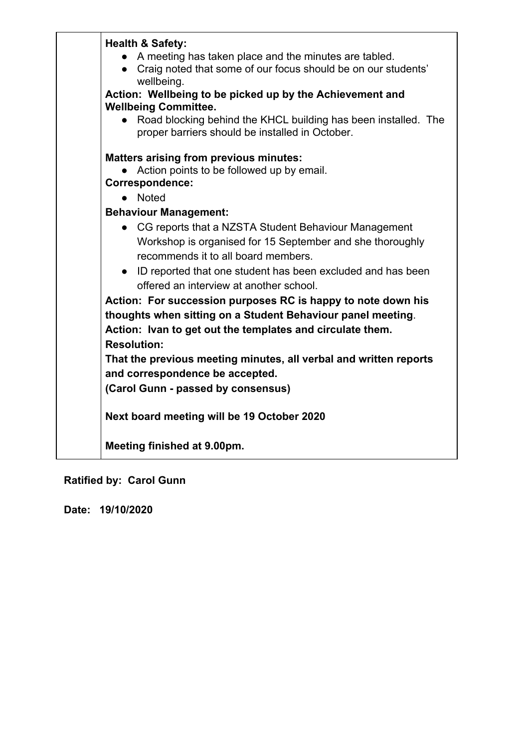**Health & Safety:**

- A meeting has taken place and the minutes are tabled.
- Craig noted that some of our focus should be on our students' wellbeing.

**Action: Wellbeing to be picked up by the Achievement and Wellbeing Committee.**

- Road blocking behind the KHCL building has been installed. The proper barriers should be installed in October.

**Matters arising from previous minutes:**

- Action points to be followed up by email.

**Correspondence:**

- Noted

**Behaviour Management:**

- CG reports that a NZSTA Student Behaviour Management Workshop is organised for 15 September and she thoroughly recommends it to all board members.
- ID reported that one student has been excluded and has been offered an interview at another school.

**Action: For succession purposes RC is happy to note down his thoughts when sitting on a Student Behaviour panel meeting**.

**Action: Ivan to get out the templates and circulate them.**

**Resolution:**

**That the previous meeting minutes, all verbal and written reports and correspondence be accepted.**

**(Carol Gunn - passed by consensus)**

**Next board meeting will be 19 October 2020**

**Meeting finished at 9.00pm.**

**Ratified by: Carol Gunn**

**Date: 19/10/2020**